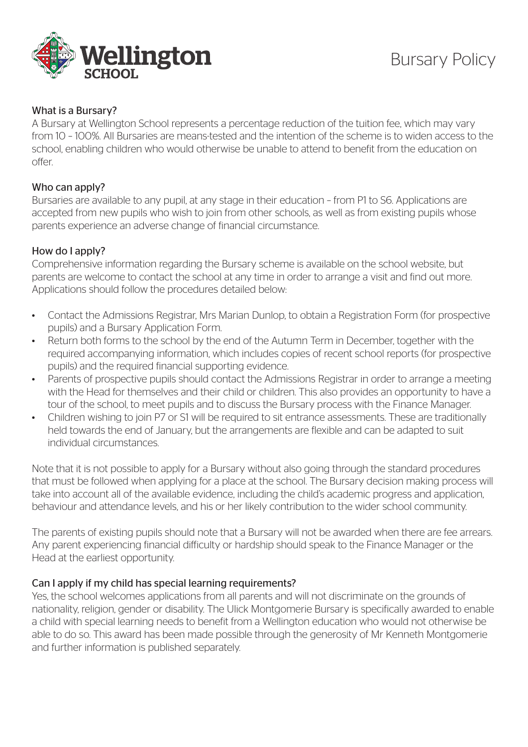# Bursary Policy

## What is a Bursary?

A Bursary at Wellington School represents a percentage reduction of the tuition fee, which may vary from 10 – 100%. All Bursaries are means-tested and the intention of the scheme is to widen access to the school, enabling children who would otherwise be unable to attend to benefit from the education on offer.

## Who can apply?

Bursaries are available to any pupil, at any stage in their education – from P1 to S6. Applications are accepted from new pupils who wish to join from other schools, as well as from existing pupils whose parents experience an adverse change of financial circumstance.

## How do I apply?

Comprehensive information regarding the Bursary scheme is available on the school website, but parents are welcome to contact the school at any time in order to arrange a visit and find out more. Applications should follow the procedures detailed below:

- Contact the Admissions Registrar, Mrs Marian Dunlop, to obtain a Registration Form (for prospective pupils) and a Bursary Application Form.
- Return both forms to the school by the end of the Autumn Term in December, together with the required accompanying information, which includes copies of recent school reports (for prospective pupils) and the required financial supporting evidence.
- Parents of prospective pupils should contact the Admissions Registrar in order to arrange a meeting with the Head for themselves and their child or children. This also provides an opportunity to have a tour of the school, to meet pupils and to discuss the Bursary process with the Finance Manager.
- Children wishing to join P7 or S1 will be required to sit entrance assessments. These are traditionally held towards the end of January, but the arrangements are flexible and can be adapted to suit individual circumstances.

Note that it is not possible to apply for a Bursary without also going through the standard procedures that must be followed when applying for a place at the school. The Bursary decision making process will take into account all of the available evidence, including the child's academic progress and application, behaviour and attendance levels, and his or her likely contribution to the wider school community.

The parents of existing pupils should note that a Bursary will not be awarded when there are fee arrears. Any parent experiencing financial difficulty or hardship should speak to the Finance Manager or the Head at the earliest opportunity.

## Can I apply if my child has special learning requirements?

Yes, the school welcomes applications from all parents and will not discriminate on the grounds of nationality, religion, gender or disability. The Ulick Montgomerie Bursary is specifically awarded to enable a child with special learning needs to benefit from a Wellington education who would not otherwise be able to do so. This award has been made possible through the generosity of Mr Kenneth Montgomerie and further information is published separately.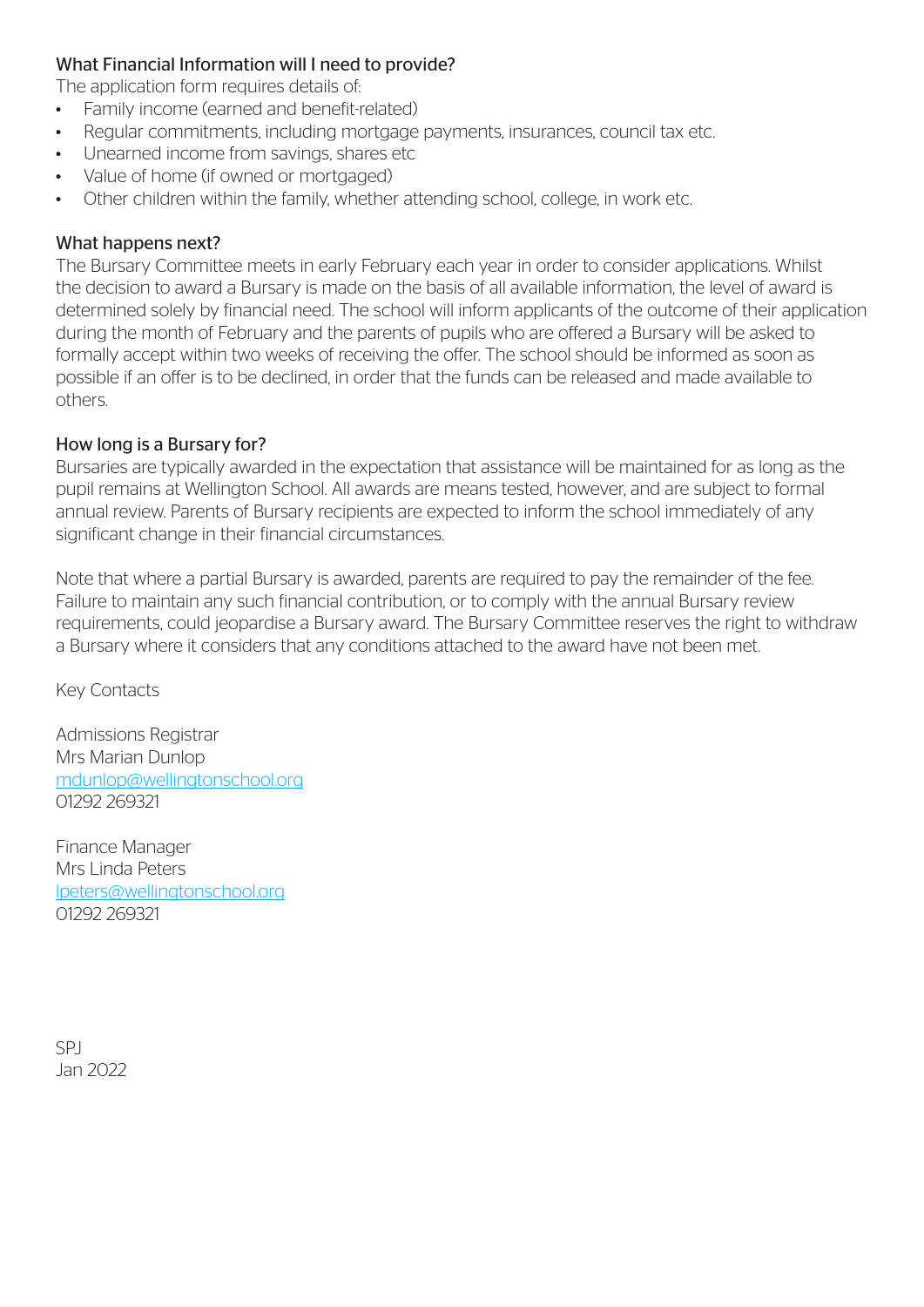## What Financial Information will I need to provide?

The application form requires details of:

- Family income (earned and benefit-related)
- Regular commitments, including mortgage payments, insurances, council tax etc.
- Unearned income from savings, shares etc
- Value of home (if owned or mortgaged)
- Other children within the family, whether attending school, college, in work etc.

## What happens next?

The Bursary Committee meets in early February each year in order to consider applications. Whilst the decision to award a Bursary is made on the basis of all available information, the level of award is determined solely by financial need. The school will inform applicants of the outcome of their application during the month of February and the parents of pupils who are offered a Bursary will be asked to formally accept within two weeks of receiving the offer. The school should be informed as soon as possible if an offer is to be declined, in order that the funds can be released and made available to others.

## How long is a Bursary for?

Bursaries are typically awarded in the expectation that assistance will be maintained for as long as the pupil remains at Wellington School. All awards are means tested, however, and are subject to formal annual review. Parents of Bursary recipients are expected to inform the school immediately of any significant change in their financial circumstances.

Note that where a partial Bursary is awarded, parents are required to pay the remainder of the fee. Failure to maintain any such financial contribution, or to comply with the annual Bursary review requirements, could jeopardise a Bursary award. The Bursary Committee reserves the right to withdraw a Bursary where it considers that any conditions attached to the award have not been met.

Key Contacts

Admissions Registrar
Mrs Marian Dunlop
mdunlop@wellingtonschool.org
01292 269321

Finance Manager
Mrs Linda Peters
lpeters@wellingtonschool.org
01292 269321

SPJ
Jan 2022